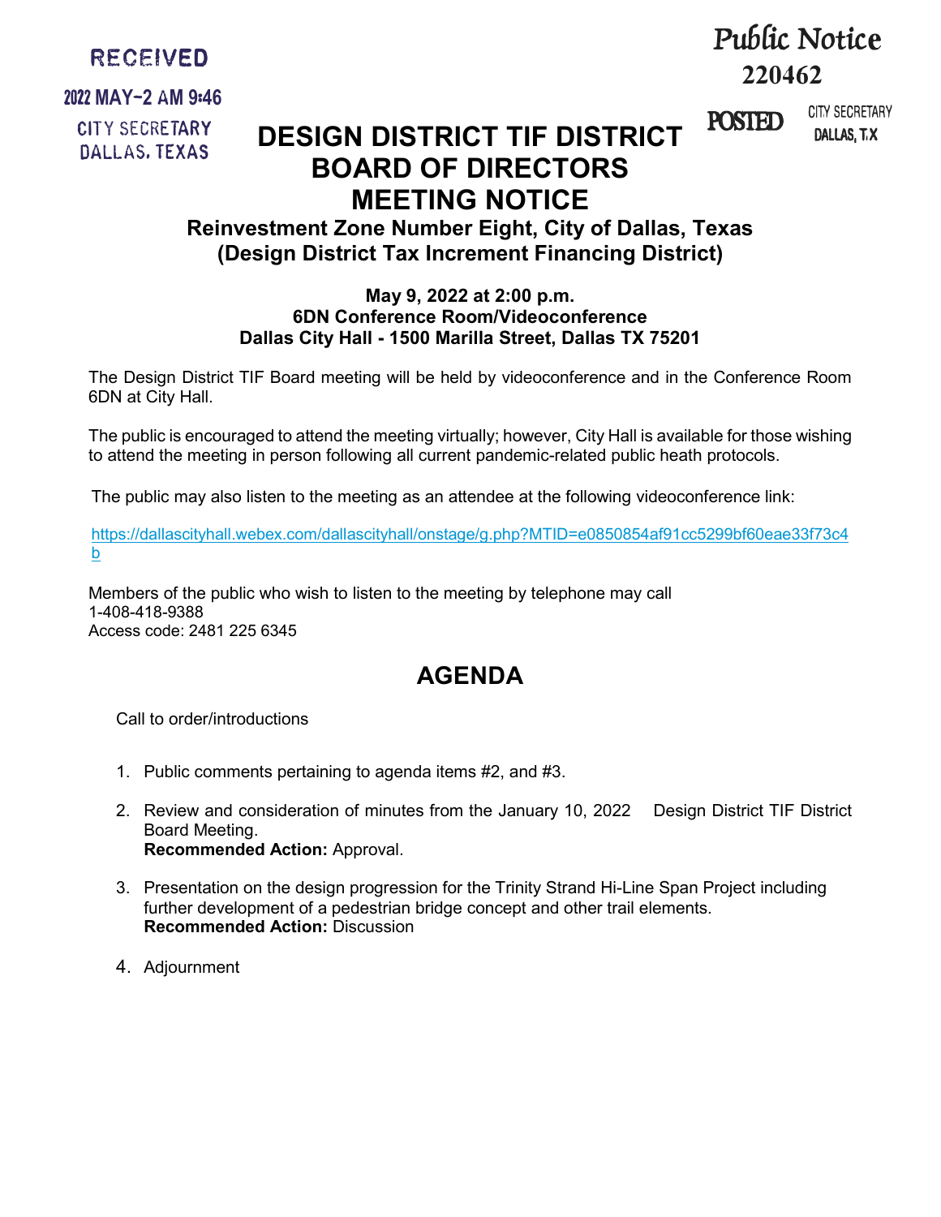RECEIVED

2022 MAY-2 AM 9:46

CITY SECRETARY
DALLAS, TEXAS

Public Notice
220462

POSTED CITY SECRETARY
DALLAS, TX

# DESIGN DISTRICT TIF DISTRICT BOARD OF DIRECTORS MEETING NOTICE

## Reinvestment Zone Number Eight, City of Dallas, Texas (Design District Tax Increment Financing District)

**May 9, 2022 at 2:00 p.m.**
**6DN Conference Room/Videoconference**
**Dallas City Hall - 1500 Marilla Street, Dallas TX 75201**

The Design District TIF Board meeting will be held by videoconference and in the Conference Room 6DN at City Hall.

The public is encouraged to attend the meeting virtually; however, City Hall is available for those wishing to attend the meeting in person following all current pandemic-related public heath protocols.

The public may also listen to the meeting as an attendee at the following videoconference link:

https://dallascityhall.webex.com/dallascityhall/onstage/g.php?MTID=e0850854af91cc5299bf60eae33f73c4b

Members of the public who wish to listen to the meeting by telephone may call
1-408-418-9388
Access code: 2481 225 6345

# AGENDA

Call to order/introductions

1. Public comments pertaining to agenda items #2, and #3.

2. Review and consideration of minutes from the January 10, 2022 Design District TIF District Board Meeting.
   **Recommended Action:** Approval.

3. Presentation on the design progression for the Trinity Strand Hi-Line Span Project including further development of a pedestrian bridge concept and other trail elements.
   **Recommended Action:** Discussion

4. Adjournment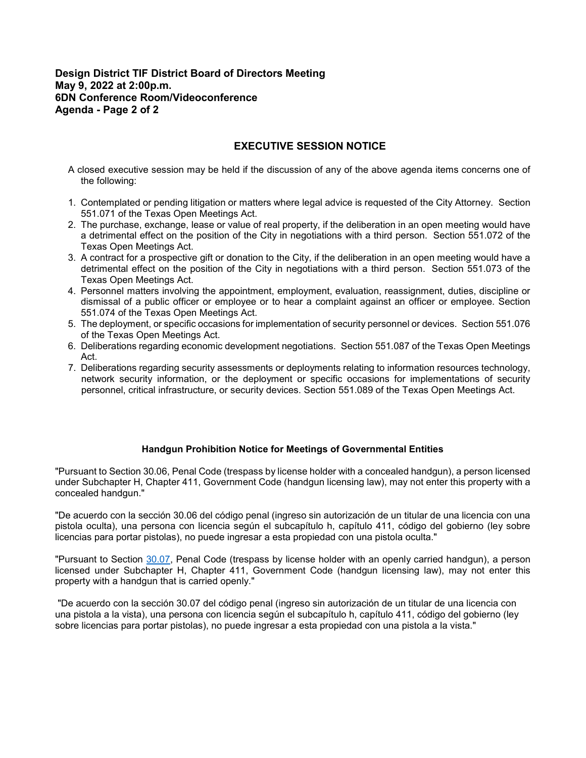## EXECUTIVE SESSION NOTICE

A closed executive session may be held if the discussion of any of the above agenda items concerns one of the following:

1. Contemplated or pending litigation or matters where legal advice is requested of the City Attorney. Section 551.071 of the Texas Open Meetings Act.
2. The purchase, exchange, lease or value of real property, if the deliberation in an open meeting would have a detrimental effect on the position of the City in negotiations with a third person. Section 551.072 of the Texas Open Meetings Act.
3. A contract for a prospective gift or donation to the City, if the deliberation in an open meeting would have a detrimental effect on the position of the City in negotiations with a third person. Section 551.073 of the Texas Open Meetings Act.
4. Personnel matters involving the appointment, employment, evaluation, reassignment, duties, discipline or dismissal of a public officer or employee or to hear a complaint against an officer or employee. Section 551.074 of the Texas Open Meetings Act.
5. The deployment, or specific occasions for implementation of security personnel or devices. Section 551.076 of the Texas Open Meetings Act.
6. Deliberations regarding economic development negotiations. Section 551.087 of the Texas Open Meetings Act.
7. Deliberations regarding security assessments or deployments relating to information resources technology, network security information, or the deployment or specific occasions for implementations of security personnel, critical infrastructure, or security devices. Section 551.089 of the Texas Open Meetings Act.

**Handgun Prohibition Notice for Meetings of Governmental Entities**

"Pursuant to Section 30.06, Penal Code (trespass by license holder with a concealed handgun), a person licensed under Subchapter H, Chapter 411, Government Code (handgun licensing law), may not enter this property with a concealed handgun."

"De acuerdo con la sección 30.06 del código penal (ingreso sin autorización de un titular de una licencia con una pistola oculta), una persona con licencia según el subcapítulo h, capítulo 411, código del gobierno (ley sobre licencias para portar pistolas), no puede ingresar a esta propiedad con una pistola oculta."

"Pursuant to Section 30.07, Penal Code (trespass by license holder with an openly carried handgun), a person licensed under Subchapter H, Chapter 411, Government Code (handgun licensing law), may not enter this property with a handgun that is carried openly."

"De acuerdo con la sección 30.07 del código penal (ingreso sin autorización de un titular de una licencia con una pistola a la vista), una persona con licencia según el subcapítulo h, capítulo 411, código del gobierno (ley sobre licencias para portar pistolas), no puede ingresar a esta propiedad con una pistola a la vista."